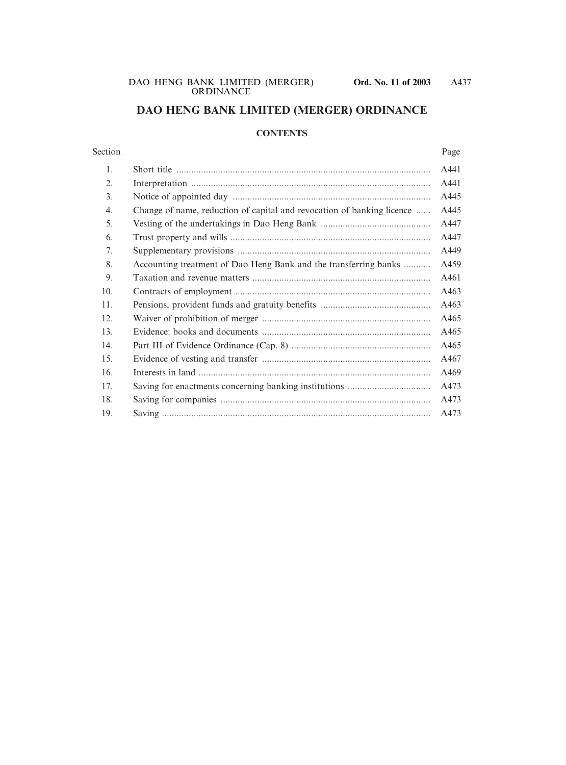# DAO HENG BANK LIMITED (MERGER) ORDINANCE

## CONTENTS

| Section | | Page |
|---|---|---|
| 1. | Short title | A441 |
| 2. | Interpretation | A441 |
| 3. | Notice of appointed day | A445 |
| 4. | Change of name, reduction of capital and revocation of banking licence | A445 |
| 5. | Vesting of the undertakings in Dao Heng Bank | A447 |
| 6. | Trust property and wills | A447 |
| 7. | Supplementary provisions | A449 |
| 8. | Accounting treatment of Dao Heng Bank and the transferring banks | A459 |
| 9. | Taxation and revenue matters | A461 |
| 10. | Contracts of employment | A463 |
| 11. | Pensions, provident funds and gratuity benefits | A463 |
| 12. | Waiver of prohibition of merger | A465 |
| 13. | Evidence: books and documents | A465 |
| 14. | Part III of Evidence Ordinance (Cap. 8) | A465 |
| 15. | Evidence of vesting and transfer | A467 |
| 16. | Interests in land | A469 |
| 17. | Saving for enactments concerning banking institutions | A473 |
| 18. | Saving for companies | A473 |
| 19. | Saving | A473 |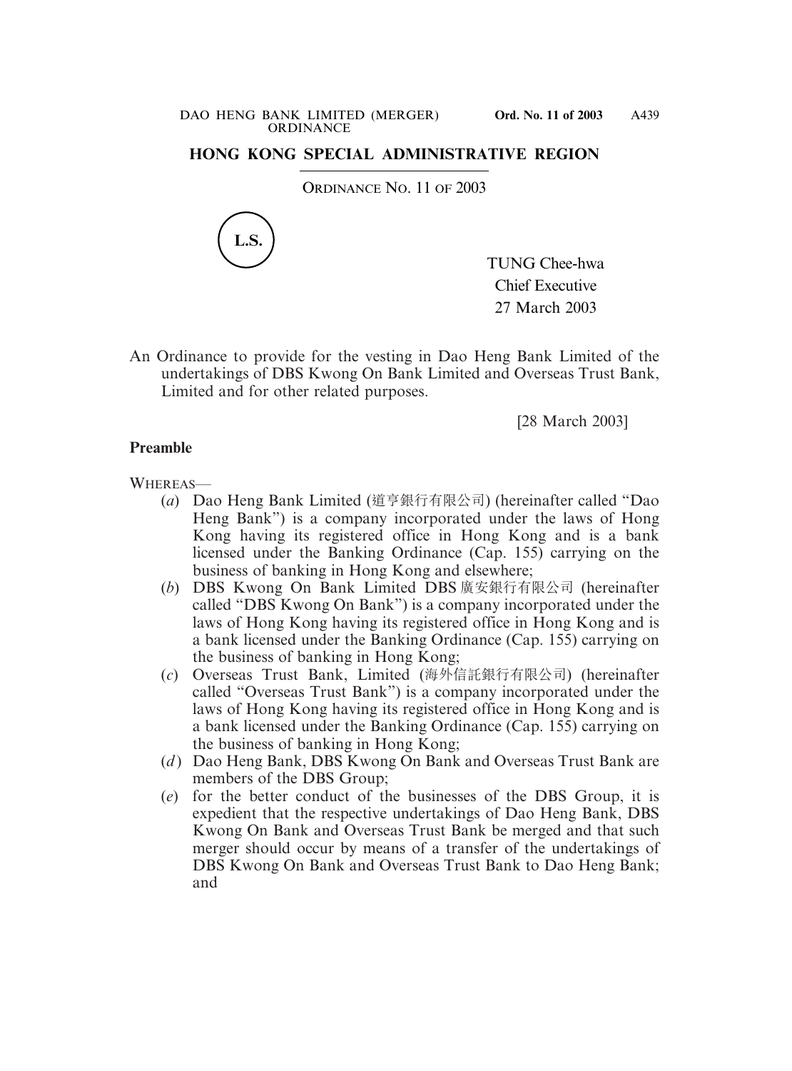## HONG KONG SPECIAL ADMINISTRATIVE REGION

ORDINANCE NO. 11 OF 2003

L.S.

TUNG Chee-hwa
Chief Executive
27 March 2003

An Ordinance to provide for the vesting in Dao Heng Bank Limited of the undertakings of DBS Kwong On Bank Limited and Overseas Trust Bank, Limited and for other related purposes.

[28 March 2003]

**Preamble**

WHEREAS—

(*a*) Dao Heng Bank Limited (道亨銀行有限公司) (hereinafter called "Dao Heng Bank") is a company incorporated under the laws of Hong Kong having its registered office in Hong Kong and is a bank licensed under the Banking Ordinance (Cap. 155) carrying on the business of banking in Hong Kong and elsewhere;

(*b*) DBS Kwong On Bank Limited DBS廣安銀行有限公司 (hereinafter called "DBS Kwong On Bank") is a company incorporated under the laws of Hong Kong having its registered office in Hong Kong and is a bank licensed under the Banking Ordinance (Cap. 155) carrying on the business of banking in Hong Kong;

(*c*) Overseas Trust Bank, Limited (海外信託銀行有限公司) (hereinafter called "Overseas Trust Bank") is a company incorporated under the laws of Hong Kong having its registered office in Hong Kong and is a bank licensed under the Banking Ordinance (Cap. 155) carrying on the business of banking in Hong Kong;

(*d*) Dao Heng Bank, DBS Kwong On Bank and Overseas Trust Bank are members of the DBS Group;

(*e*) for the better conduct of the businesses of the DBS Group, it is expedient that the respective undertakings of Dao Heng Bank, DBS Kwong On Bank and Overseas Trust Bank be merged and that such merger should occur by means of a transfer of the undertakings of DBS Kwong On Bank and Overseas Trust Bank to Dao Heng Bank; and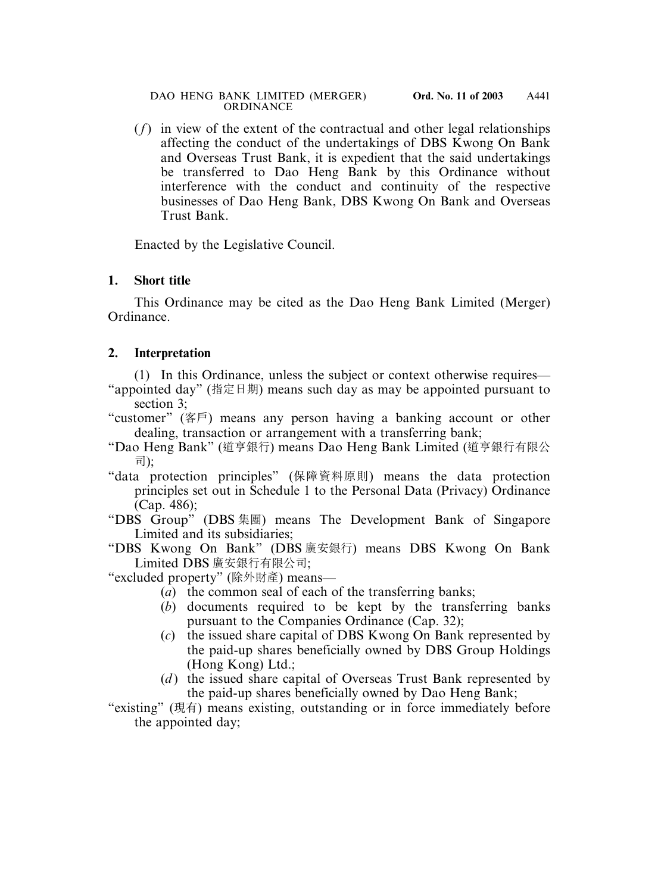(*f*) in view of the extent of the contractual and other legal relationships affecting the conduct of the undertakings of DBS Kwong On Bank and Overseas Trust Bank, it is expedient that the said undertakings be transferred to Dao Heng Bank by this Ordinance without interference with the conduct and continuity of the respective businesses of Dao Heng Bank, DBS Kwong On Bank and Overseas Trust Bank.

Enacted by the Legislative Council.

**1. Short title**

This Ordinance may be cited as the Dao Heng Bank Limited (Merger) Ordinance.

**2. Interpretation**

(1) In this Ordinance, unless the subject or context otherwise requires—

"appointed day" (指定日期) means such day as may be appointed pursuant to section 3;

"customer" (客戶) means any person having a banking account or other dealing, transaction or arrangement with a transferring bank;

"Dao Heng Bank" (道亨銀行) means Dao Heng Bank Limited (道亨銀行有限公司);

"data protection principles" (保障資料原則) means the data protection principles set out in Schedule 1 to the Personal Data (Privacy) Ordinance (Cap. 486);

"DBS Group" (DBS 集團) means The Development Bank of Singapore Limited and its subsidiaries;

"DBS Kwong On Bank" (DBS 廣安銀行) means DBS Kwong On Bank Limited DBS 廣安銀行有限公司;

"excluded property" (除外財產) means—

(*a*) the common seal of each of the transferring banks;

(*b*) documents required to be kept by the transferring banks pursuant to the Companies Ordinance (Cap. 32);

(*c*) the issued share capital of DBS Kwong On Bank represented by the paid-up shares beneficially owned by DBS Group Holdings (Hong Kong) Ltd.;

(*d*) the issued share capital of Overseas Trust Bank represented by the paid-up shares beneficially owned by Dao Heng Bank;

"existing" (現有) means existing, outstanding or in force immediately before the appointed day;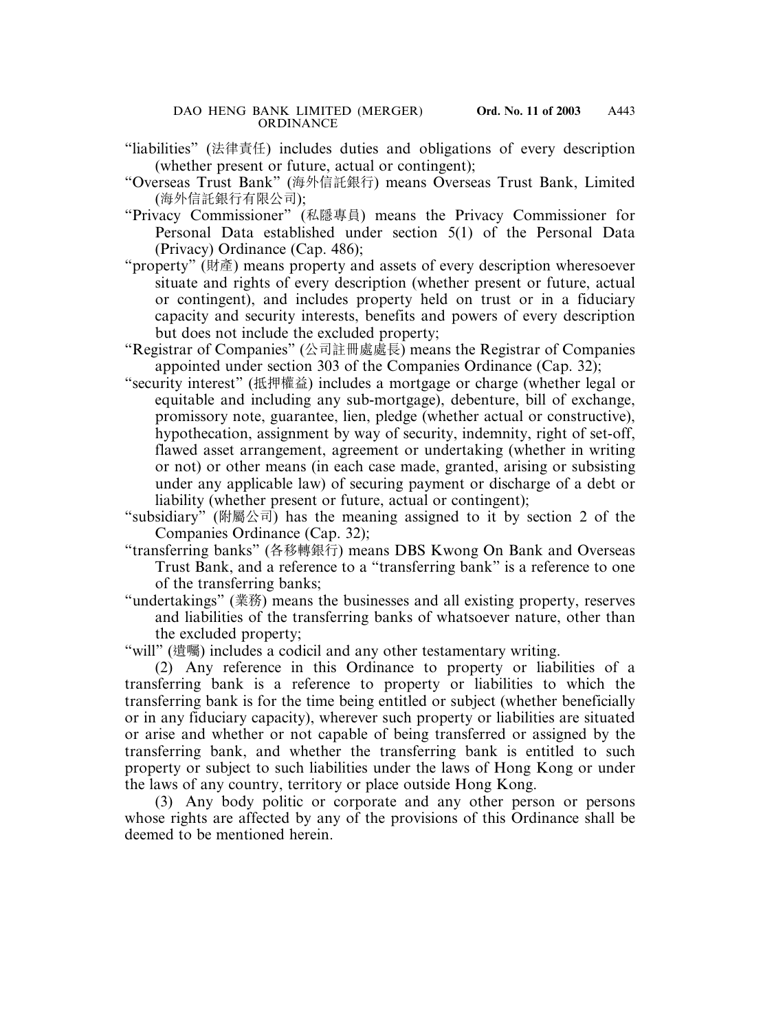"liabilities" (法律責任) includes duties and obligations of every description (whether present or future, actual or contingent);

"Overseas Trust Bank" (海外信託銀行) means Overseas Trust Bank, Limited (海外信託銀行有限公司);

"Privacy Commissioner" (私隱專員) means the Privacy Commissioner for Personal Data established under section 5(1) of the Personal Data (Privacy) Ordinance (Cap. 486);

"property" (財產) means property and assets of every description wheresoever situate and rights of every description (whether present or future, actual or contingent), and includes property held on trust or in a fiduciary capacity and security interests, benefits and powers of every description but does not include the excluded property;

"Registrar of Companies" (公司註冊處處長) means the Registrar of Companies appointed under section 303 of the Companies Ordinance (Cap. 32);

"security interest" (抵押權益) includes a mortgage or charge (whether legal or equitable and including any sub-mortgage), debenture, bill of exchange, promissory note, guarantee, lien, pledge (whether actual or constructive), hypothecation, assignment by way of security, indemnity, right of set-off, flawed asset arrangement, agreement or undertaking (whether in writing or not) or other means (in each case made, granted, arising or subsisting under any applicable law) of securing payment or discharge of a debt or liability (whether present or future, actual or contingent);

"subsidiary" (附屬公司) has the meaning assigned to it by section 2 of the Companies Ordinance (Cap. 32);

"transferring banks" (各移轉銀行) means DBS Kwong On Bank and Overseas Trust Bank, and a reference to a "transferring bank" is a reference to one of the transferring banks;

"undertakings" (業務) means the businesses and all existing property, reserves and liabilities of the transferring banks of whatsoever nature, other than the excluded property;

"will" (遺囑) includes a codicil and any other testamentary writing.

(2) Any reference in this Ordinance to property or liabilities of a transferring bank is a reference to property or liabilities to which the transferring bank is for the time being entitled or subject (whether beneficially or in any fiduciary capacity), wherever such property or liabilities are situated or arise and whether or not capable of being transferred or assigned by the transferring bank, and whether the transferring bank is entitled to such property or subject to such liabilities under the laws of Hong Kong or under the laws of any country, territory or place outside Hong Kong.

(3) Any body politic or corporate and any other person or persons whose rights are affected by any of the provisions of this Ordinance shall be deemed to be mentioned herein.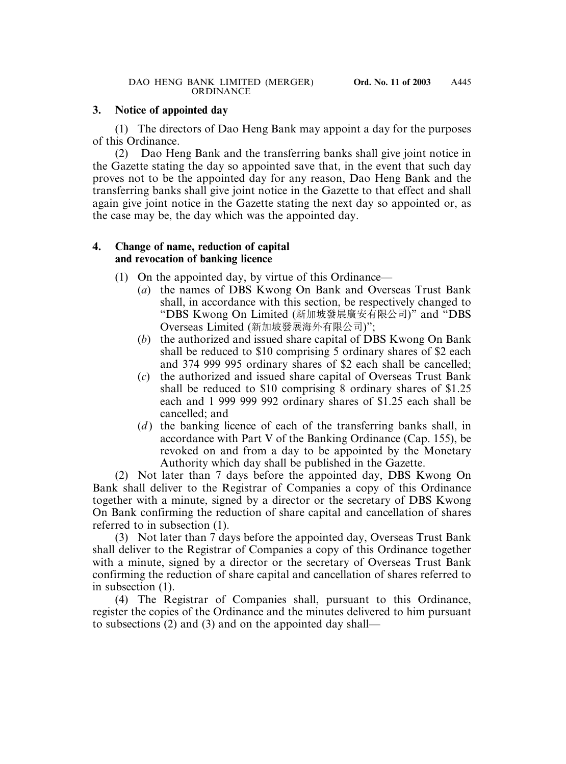### 3. Notice of appointed day

(1) The directors of Dao Heng Bank may appoint a day for the purposes of this Ordinance.

(2) Dao Heng Bank and the transferring banks shall give joint notice in the Gazette stating the day so appointed save that, in the event that such day proves not to be the appointed day for any reason, Dao Heng Bank and the transferring banks shall give joint notice in the Gazette to that effect and shall again give joint notice in the Gazette stating the next day so appointed or, as the case may be, the day which was the appointed day.

### 4. Change of name, reduction of capital and revocation of banking licence

(1) On the appointed day, by virtue of this Ordinance—

(*a*) the names of DBS Kwong On Bank and Overseas Trust Bank shall, in accordance with this section, be respectively changed to "DBS Kwong On Limited (新加坡發展廣安有限公司)" and "DBS Overseas Limited (新加坡發展海外有限公司)";

(*b*) the authorized and issued share capital of DBS Kwong On Bank shall be reduced to $10 comprising 5 ordinary shares of $2 each and 374 999 995 ordinary shares of $2 each shall be cancelled;

(*c*) the authorized and issued share capital of Overseas Trust Bank shall be reduced to $10 comprising 8 ordinary shares of $1.25 each and 1 999 999 992 ordinary shares of $1.25 each shall be cancelled; and

(*d*) the banking licence of each of the transferring banks shall, in accordance with Part V of the Banking Ordinance (Cap. 155), be revoked on and from a day to be appointed by the Monetary Authority which day shall be published in the Gazette.

(2) Not later than 7 days before the appointed day, DBS Kwong On Bank shall deliver to the Registrar of Companies a copy of this Ordinance together with a minute, signed by a director or the secretary of DBS Kwong On Bank confirming the reduction of share capital and cancellation of shares referred to in subsection (1).

(3) Not later than 7 days before the appointed day, Overseas Trust Bank shall deliver to the Registrar of Companies a copy of this Ordinance together with a minute, signed by a director or the secretary of Overseas Trust Bank confirming the reduction of share capital and cancellation of shares referred to in subsection (1).

(4) The Registrar of Companies shall, pursuant to this Ordinance, register the copies of the Ordinance and the minutes delivered to him pursuant to subsections (2) and (3) and on the appointed day shall—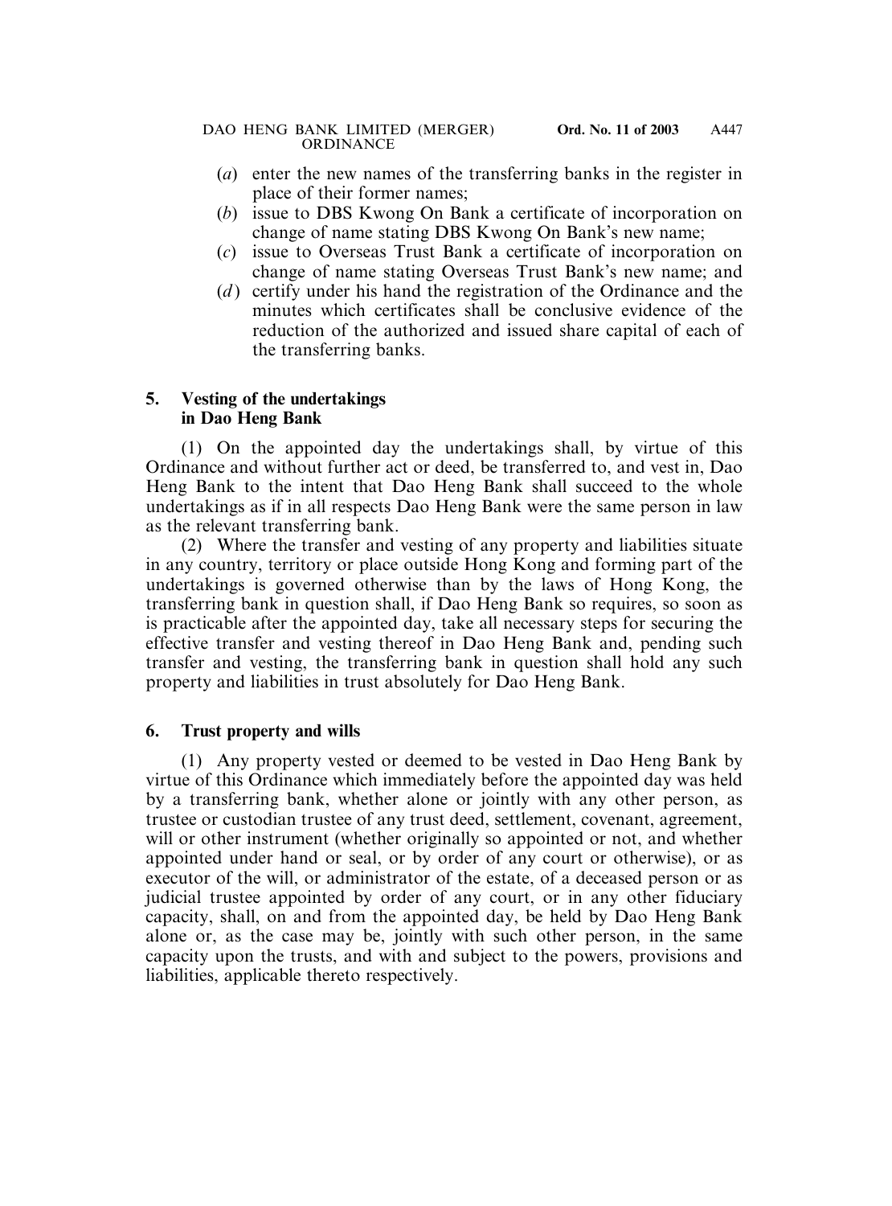(*a*) enter the new names of the transferring banks in the register in place of their former names;

(*b*) issue to DBS Kwong On Bank a certificate of incorporation on change of name stating DBS Kwong On Bank's new name;

(*c*) issue to Overseas Trust Bank a certificate of incorporation on change of name stating Overseas Trust Bank's new name; and

(*d*) certify under his hand the registration of the Ordinance and the minutes which certificates shall be conclusive evidence of the reduction of the authorized and issued share capital of each of the transferring banks.

### 5. Vesting of the undertakings in Dao Heng Bank

(1) On the appointed day the undertakings shall, by virtue of this Ordinance and without further act or deed, be transferred to, and vest in, Dao Heng Bank to the intent that Dao Heng Bank shall succeed to the whole undertakings as if in all respects Dao Heng Bank were the same person in law as the relevant transferring bank.

(2) Where the transfer and vesting of any property and liabilities situate in any country, territory or place outside Hong Kong and forming part of the undertakings is governed otherwise than by the laws of Hong Kong, the transferring bank in question shall, if Dao Heng Bank so requires, so soon as is practicable after the appointed day, take all necessary steps for securing the effective transfer and vesting thereof in Dao Heng Bank and, pending such transfer and vesting, the transferring bank in question shall hold any such property and liabilities in trust absolutely for Dao Heng Bank.

### 6. Trust property and wills

(1) Any property vested or deemed to be vested in Dao Heng Bank by virtue of this Ordinance which immediately before the appointed day was held by a transferring bank, whether alone or jointly with any other person, as trustee or custodian trustee of any trust deed, settlement, covenant, agreement, will or other instrument (whether originally so appointed or not, and whether appointed under hand or seal, or by order of any court or otherwise), or as executor of the will, or administrator of the estate, of a deceased person or as judicial trustee appointed by order of any court, or in any other fiduciary capacity, shall, on and from the appointed day, be held by Dao Heng Bank alone or, as the case may be, jointly with such other person, in the same capacity upon the trusts, and with and subject to the powers, provisions and liabilities, applicable thereto respectively.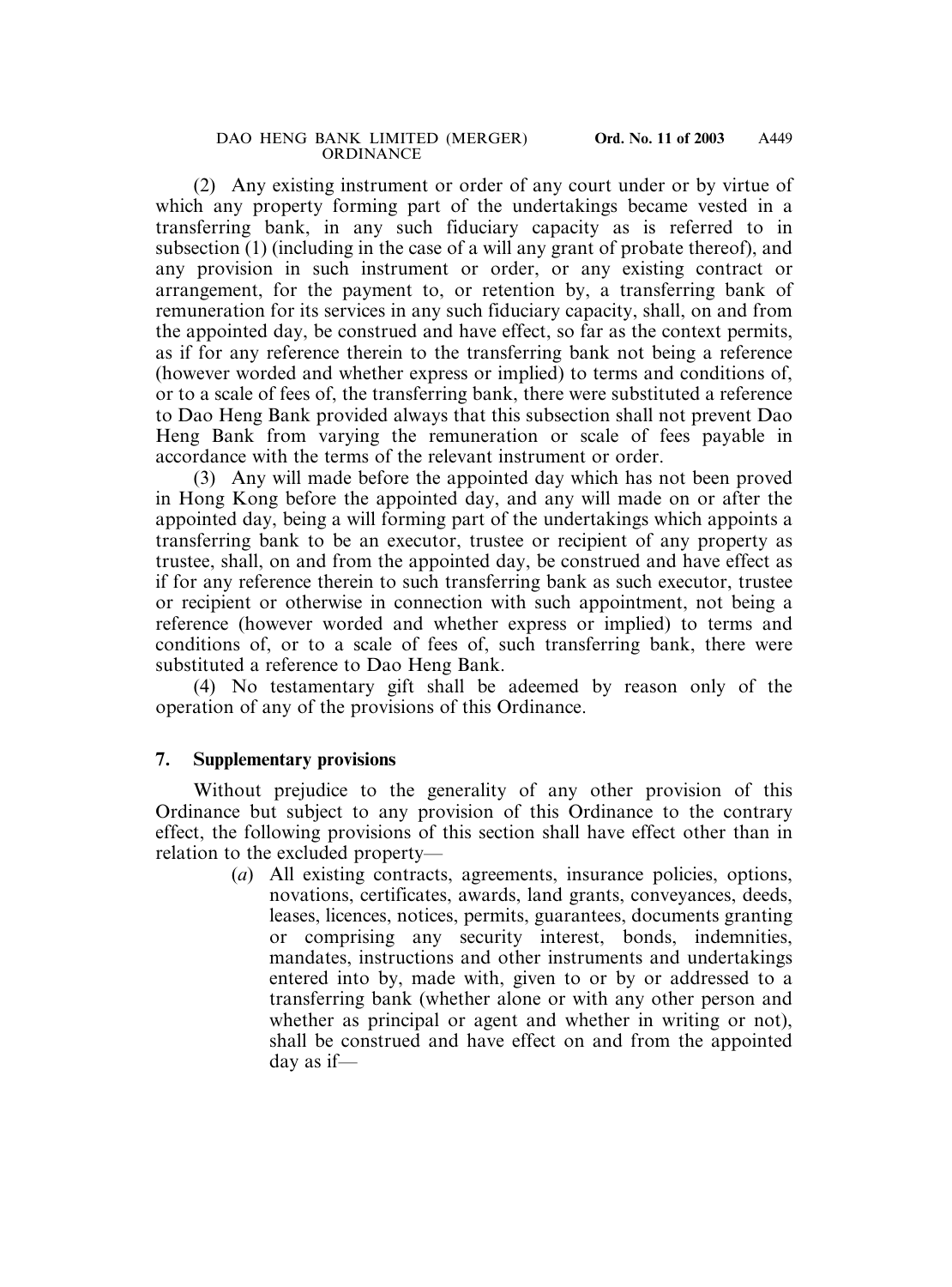(2) Any existing instrument or order of any court under or by virtue of which any property forming part of the undertakings became vested in a transferring bank, in any such fiduciary capacity as is referred to in subsection (1) (including in the case of a will any grant of probate thereof), and any provision in such instrument or order, or any existing contract or arrangement, for the payment to, or retention by, a transferring bank of remuneration for its services in any such fiduciary capacity, shall, on and from the appointed day, be construed and have effect, so far as the context permits, as if for any reference therein to the transferring bank not being a reference (however worded and whether express or implied) to terms and conditions of, or to a scale of fees of, the transferring bank, there were substituted a reference to Dao Heng Bank provided always that this subsection shall not prevent Dao Heng Bank from varying the remuneration or scale of fees payable in accordance with the terms of the relevant instrument or order.

(3) Any will made before the appointed day which has not been proved in Hong Kong before the appointed day, and any will made on or after the appointed day, being a will forming part of the undertakings which appoints a transferring bank to be an executor, trustee or recipient of any property as trustee, shall, on and from the appointed day, be construed and have effect as if for any reference therein to such transferring bank as such executor, trustee or recipient or otherwise in connection with such appointment, not being a reference (however worded and whether express or implied) to terms and conditions of, or to a scale of fees of, such transferring bank, there were substituted a reference to Dao Heng Bank.

(4) No testamentary gift shall be adeemed by reason only of the operation of any of the provisions of this Ordinance.

## 7. Supplementary provisions

Without prejudice to the generality of any other provision of this Ordinance but subject to any provision of this Ordinance to the contrary effect, the following provisions of this section shall have effect other than in relation to the excluded property—

(*a*) All existing contracts, agreements, insurance policies, options, novations, certificates, awards, land grants, conveyances, deeds, leases, licences, notices, permits, guarantees, documents granting or comprising any security interest, bonds, indemnities, mandates, instructions and other instruments and undertakings entered into by, made with, given to or by or addressed to a transferring bank (whether alone or with any other person and whether as principal or agent and whether in writing or not), shall be construed and have effect on and from the appointed day as if—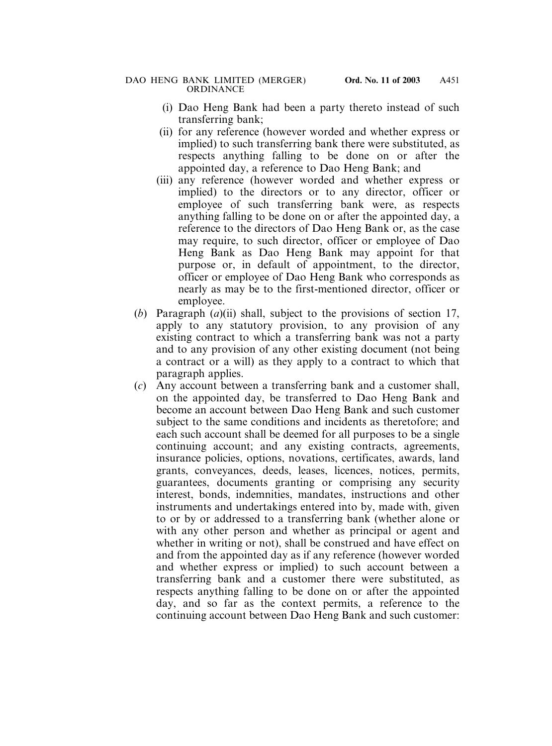(i) Dao Heng Bank had been a party thereto instead of such transferring bank;

(ii) for any reference (however worded and whether express or implied) to such transferring bank there were substituted, as respects anything falling to be done on or after the appointed day, a reference to Dao Heng Bank; and

(iii) any reference (however worded and whether express or implied) to the directors or to any director, officer or employee of such transferring bank were, as respects anything falling to be done on or after the appointed day, a reference to the directors of Dao Heng Bank or, as the case may require, to such director, officer or employee of Dao Heng Bank as Dao Heng Bank may appoint for that purpose or, in default of appointment, to the director, officer or employee of Dao Heng Bank who corresponds as nearly as may be to the first-mentioned director, officer or employee.

(*b*) Paragraph (*a*)(ii) shall, subject to the provisions of section 17, apply to any statutory provision, to any provision of any existing contract to which a transferring bank was not a party and to any provision of any other existing document (not being a contract or a will) as they apply to a contract to which that paragraph applies.

(*c*) Any account between a transferring bank and a customer shall, on the appointed day, be transferred to Dao Heng Bank and become an account between Dao Heng Bank and such customer subject to the same conditions and incidents as theretofore; and each such account shall be deemed for all purposes to be a single continuing account; and any existing contracts, agreements, insurance policies, options, novations, certificates, awards, land grants, conveyances, deeds, leases, licences, notices, permits, guarantees, documents granting or comprising any security interest, bonds, indemnities, mandates, instructions and other instruments and undertakings entered into by, made with, given to or by or addressed to a transferring bank (whether alone or with any other person and whether as principal or agent and whether in writing or not), shall be construed and have effect on and from the appointed day as if any reference (however worded and whether express or implied) to such account between a transferring bank and a customer there were substituted, as respects anything falling to be done on or after the appointed day, and so far as the context permits, a reference to the continuing account between Dao Heng Bank and such customer: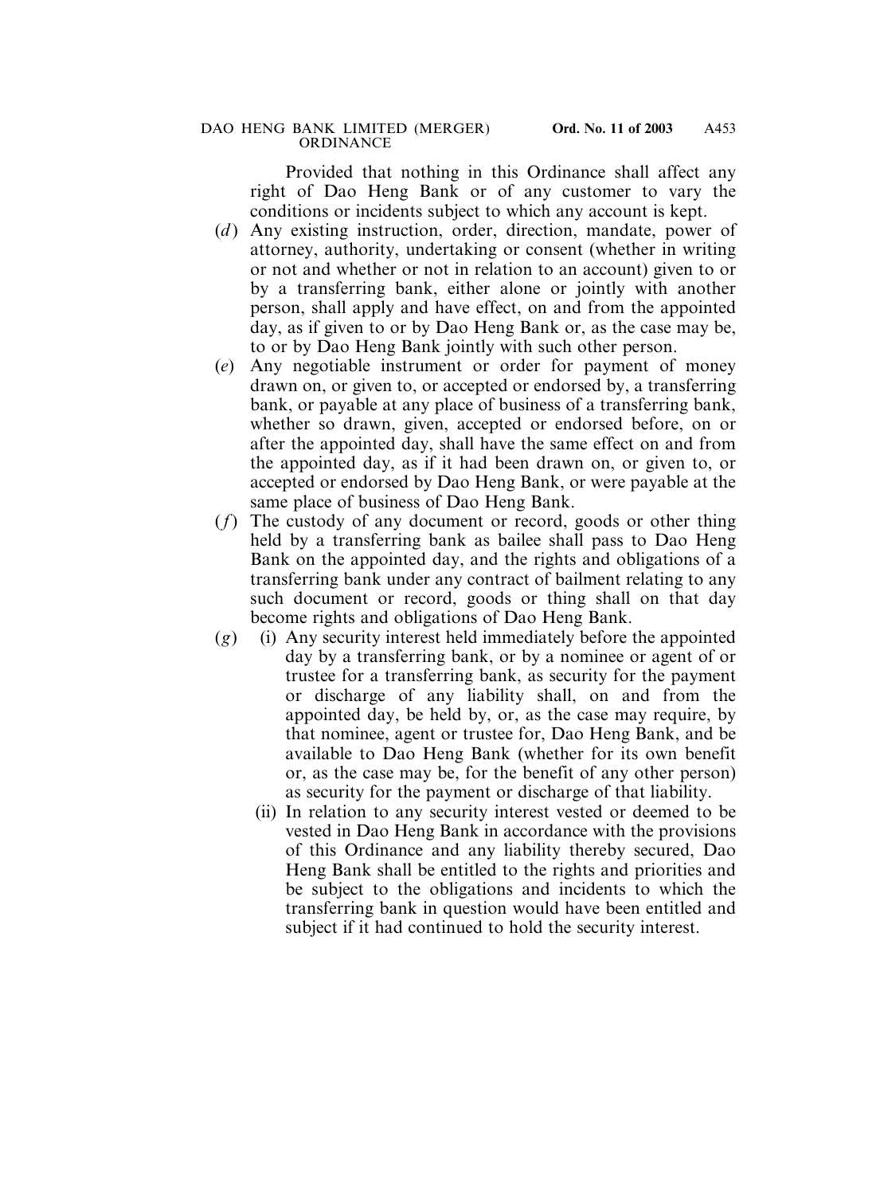Provided that nothing in this Ordinance shall affect any right of Dao Heng Bank or of any customer to vary the conditions or incidents subject to which any account is kept.

(*d*) Any existing instruction, order, direction, mandate, power of attorney, authority, undertaking or consent (whether in writing or not and whether or not in relation to an account) given to or by a transferring bank, either alone or jointly with another person, shall apply and have effect, on and from the appointed day, as if given to or by Dao Heng Bank or, as the case may be, to or by Dao Heng Bank jointly with such other person.

(*e*) Any negotiable instrument or order for payment of money drawn on, or given to, or accepted or endorsed by, a transferring bank, or payable at any place of business of a transferring bank, whether so drawn, given, accepted or endorsed before, on or after the appointed day, shall have the same effect on and from the appointed day, as if it had been drawn on, or given to, or accepted or endorsed by Dao Heng Bank, or were payable at the same place of business of Dao Heng Bank.

(*f*) The custody of any document or record, goods or other thing held by a transferring bank as bailee shall pass to Dao Heng Bank on the appointed day, and the rights and obligations of a transferring bank under any contract of bailment relating to any such document or record, goods or thing shall on that day become rights and obligations of Dao Heng Bank.

(*g*) (i) Any security interest held immediately before the appointed day by a transferring bank, or by a nominee or agent of or trustee for a transferring bank, as security for the payment or discharge of any liability shall, on and from the appointed day, be held by, or, as the case may require, by that nominee, agent or trustee for, Dao Heng Bank, and be available to Dao Heng Bank (whether for its own benefit or, as the case may be, for the benefit of any other person) as security for the payment or discharge of that liability.

(ii) In relation to any security interest vested or deemed to be vested in Dao Heng Bank in accordance with the provisions of this Ordinance and any liability thereby secured, Dao Heng Bank shall be entitled to the rights and priorities and be subject to the obligations and incidents to which the transferring bank in question would have been entitled and subject if it had continued to hold the security interest.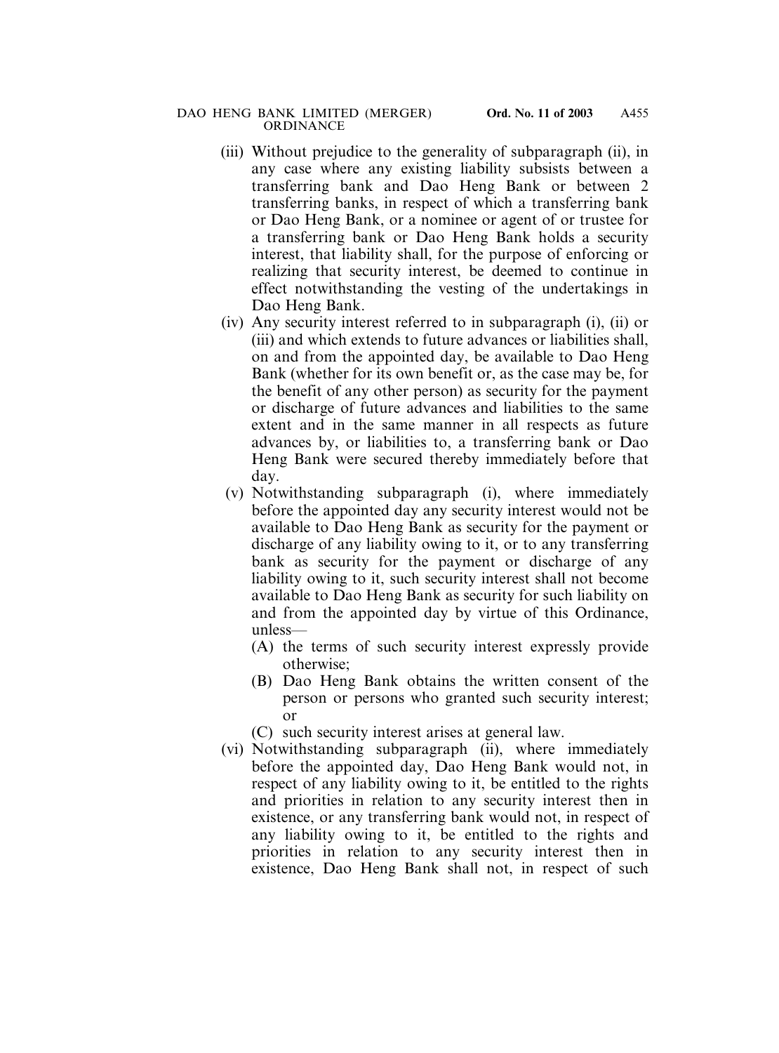(iii) Without prejudice to the generality of subparagraph (ii), in any case where any existing liability subsists between a transferring bank and Dao Heng Bank or between 2 transferring banks, in respect of which a transferring bank or Dao Heng Bank, or a nominee or agent of or trustee for a transferring bank or Dao Heng Bank holds a security interest, that liability shall, for the purpose of enforcing or realizing that security interest, be deemed to continue in effect notwithstanding the vesting of the undertakings in Dao Heng Bank.

(iv) Any security interest referred to in subparagraph (i), (ii) or (iii) and which extends to future advances or liabilities shall, on and from the appointed day, be available to Dao Heng Bank (whether for its own benefit or, as the case may be, for the benefit of any other person) as security for the payment or discharge of future advances and liabilities to the same extent and in the same manner in all respects as future advances by, or liabilities to, a transferring bank or Dao Heng Bank were secured thereby immediately before that day.

(v) Notwithstanding subparagraph (i), where immediately before the appointed day any security interest would not be available to Dao Heng Bank as security for the payment or discharge of any liability owing to it, or to any transferring bank as security for the payment or discharge of any liability owing to it, such security interest shall not become available to Dao Heng Bank as security for such liability on and from the appointed day by virtue of this Ordinance, unless—

(A) the terms of such security interest expressly provide otherwise;

(B) Dao Heng Bank obtains the written consent of the person or persons who granted such security interest; or

(C) such security interest arises at general law.

(vi) Notwithstanding subparagraph (ii), where immediately before the appointed day, Dao Heng Bank would not, in respect of any liability owing to it, be entitled to the rights and priorities in relation to any security interest then in existence, or any transferring bank would not, in respect of any liability owing to it, be entitled to the rights and priorities in relation to any security interest then in existence, Dao Heng Bank shall not, in respect of such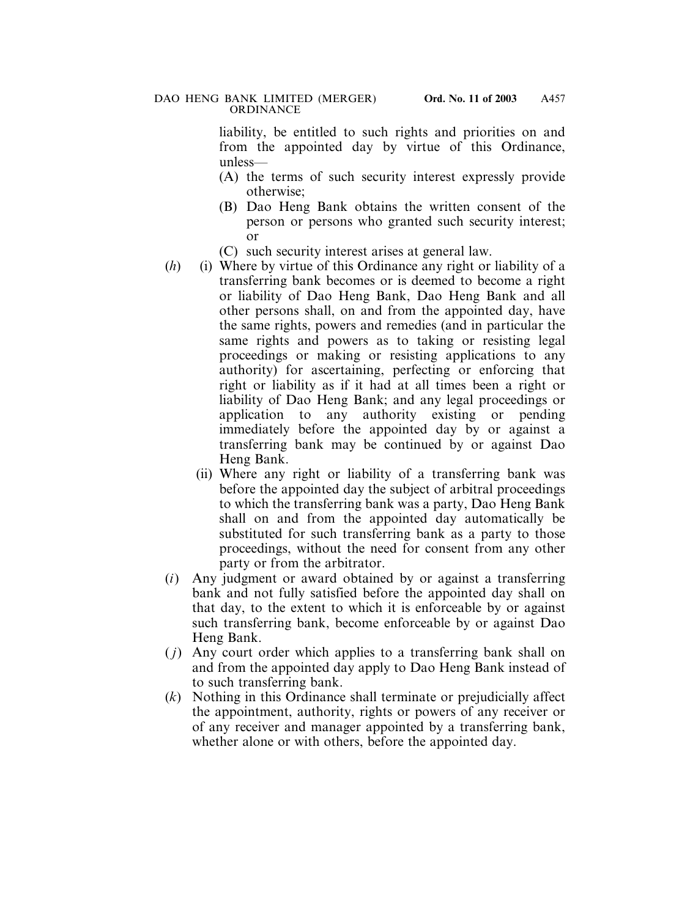liability, be entitled to such rights and priorities on and from the appointed day by virtue of this Ordinance, unless—

(A) the terms of such security interest expressly provide otherwise;

(B) Dao Heng Bank obtains the written consent of the person or persons who granted such security interest; or

(C) such security interest arises at general law.

(*h*) (i) Where by virtue of this Ordinance any right or liability of a transferring bank becomes or is deemed to become a right or liability of Dao Heng Bank, Dao Heng Bank and all other persons shall, on and from the appointed day, have the same rights, powers and remedies (and in particular the same rights and powers as to taking or resisting legal proceedings or making or resisting applications to any authority) for ascertaining, perfecting or enforcing that right or liability as if it had at all times been a right or liability of Dao Heng Bank; and any legal proceedings or application to any authority existing or pending immediately before the appointed day by or against a transferring bank may be continued by or against Dao Heng Bank.

(ii) Where any right or liability of a transferring bank was before the appointed day the subject of arbitral proceedings to which the transferring bank was a party, Dao Heng Bank shall on and from the appointed day automatically be substituted for such transferring bank as a party to those proceedings, without the need for consent from any other party or from the arbitrator.

(*i*) Any judgment or award obtained by or against a transferring bank and not fully satisfied before the appointed day shall on that day, to the extent to which it is enforceable by or against such transferring bank, become enforceable by or against Dao Heng Bank.

(*j*) Any court order which applies to a transferring bank shall on and from the appointed day apply to Dao Heng Bank instead of to such transferring bank.

(*k*) Nothing in this Ordinance shall terminate or prejudicially affect the appointment, authority, rights or powers of any receiver or of any receiver and manager appointed by a transferring bank, whether alone or with others, before the appointed day.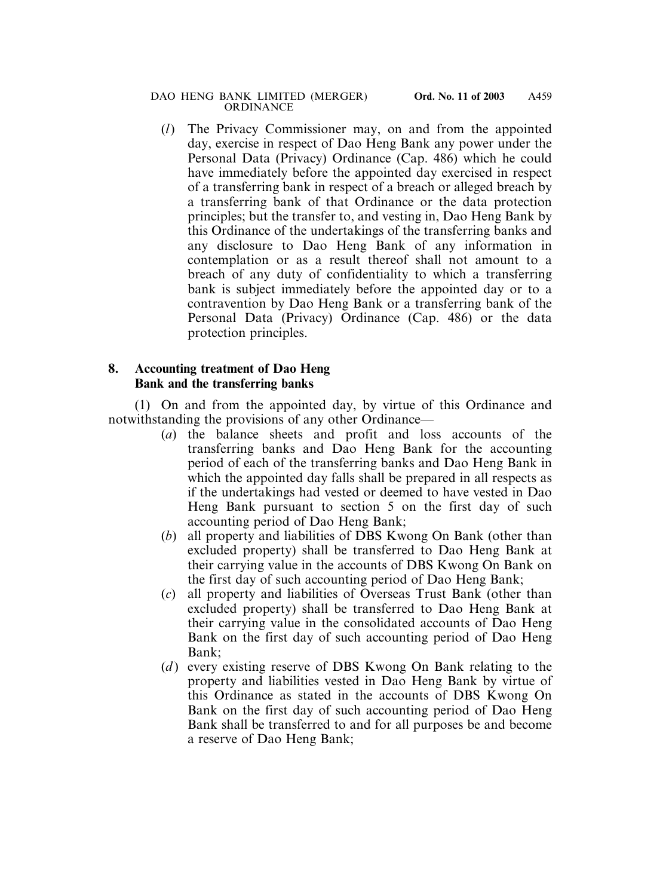(*l*) The Privacy Commissioner may, on and from the appointed day, exercise in respect of Dao Heng Bank any power under the Personal Data (Privacy) Ordinance (Cap. 486) which he could have immediately before the appointed day exercised in respect of a transferring bank in respect of a breach or alleged breach by a transferring bank of that Ordinance or the data protection principles; but the transfer to, and vesting in, Dao Heng Bank by this Ordinance of the undertakings of the transferring banks and any disclosure to Dao Heng Bank of any information in contemplation or as a result thereof shall not amount to a breach of any duty of confidentiality to which a transferring bank is subject immediately before the appointed day or to a contravention by Dao Heng Bank or a transferring bank of the Personal Data (Privacy) Ordinance (Cap. 486) or the data protection principles.

**8. Accounting treatment of Dao Heng Bank and the transferring banks**

(1) On and from the appointed day, by virtue of this Ordinance and notwithstanding the provisions of any other Ordinance—

(*a*) the balance sheets and profit and loss accounts of the transferring banks and Dao Heng Bank for the accounting period of each of the transferring banks and Dao Heng Bank in which the appointed day falls shall be prepared in all respects as if the undertakings had vested or deemed to have vested in Dao Heng Bank pursuant to section 5 on the first day of such accounting period of Dao Heng Bank;

(*b*) all property and liabilities of DBS Kwong On Bank (other than excluded property) shall be transferred to Dao Heng Bank at their carrying value in the accounts of DBS Kwong On Bank on the first day of such accounting period of Dao Heng Bank;

(*c*) all property and liabilities of Overseas Trust Bank (other than excluded property) shall be transferred to Dao Heng Bank at their carrying value in the consolidated accounts of Dao Heng Bank on the first day of such accounting period of Dao Heng Bank;

(*d*) every existing reserve of DBS Kwong On Bank relating to the property and liabilities vested in Dao Heng Bank by virtue of this Ordinance as stated in the accounts of DBS Kwong On Bank on the first day of such accounting period of Dao Heng Bank shall be transferred to and for all purposes be and become a reserve of Dao Heng Bank;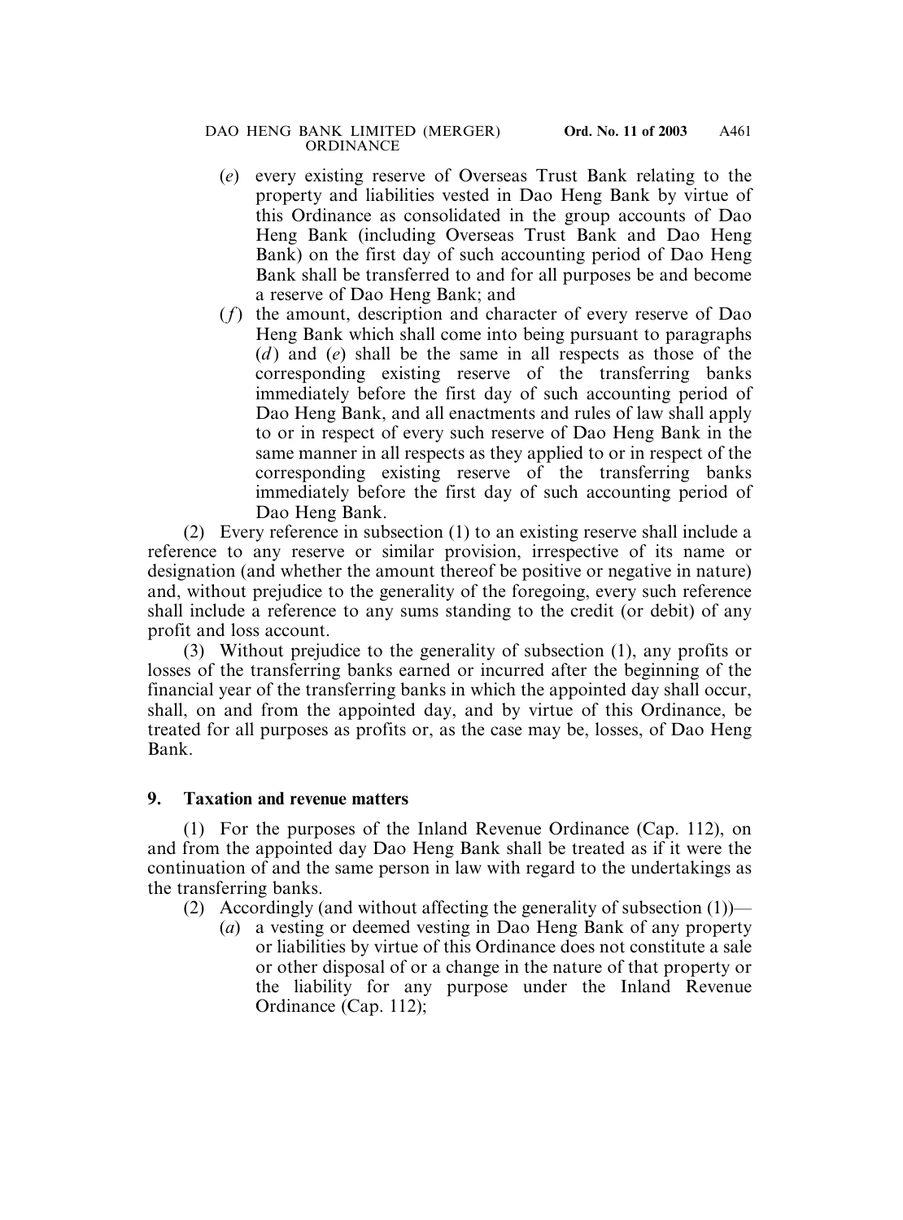(*e*) every existing reserve of Overseas Trust Bank relating to the property and liabilities vested in Dao Heng Bank by virtue of this Ordinance as consolidated in the group accounts of Dao Heng Bank (including Overseas Trust Bank and Dao Heng Bank) on the first day of such accounting period of Dao Heng Bank shall be transferred to and for all purposes be and become a reserve of Dao Heng Bank; and

(*f*) the amount, description and character of every reserve of Dao Heng Bank which shall come into being pursuant to paragraphs (*d*) and (*e*) shall be the same in all respects as those of the corresponding existing reserve of the transferring banks immediately before the first day of such accounting period of Dao Heng Bank, and all enactments and rules of law shall apply to or in respect of every such reserve of Dao Heng Bank in the same manner in all respects as they applied to or in respect of the corresponding existing reserve of the transferring banks immediately before the first day of such accounting period of Dao Heng Bank.

(2) Every reference in subsection (1) to an existing reserve shall include a reference to any reserve or similar provision, irrespective of its name or designation (and whether the amount thereof be positive or negative in nature) and, without prejudice to the generality of the foregoing, every such reference shall include a reference to any sums standing to the credit (or debit) of any profit and loss account.

(3) Without prejudice to the generality of subsection (1), any profits or losses of the transferring banks earned or incurred after the beginning of the financial year of the transferring banks in which the appointed day shall occur, shall, on and from the appointed day, and by virtue of this Ordinance, be treated for all purposes as profits or, as the case may be, losses, of Dao Heng Bank.

**9. Taxation and revenue matters**

(1) For the purposes of the Inland Revenue Ordinance (Cap. 112), on and from the appointed day Dao Heng Bank shall be treated as if it were the continuation of and the same person in law with regard to the undertakings as the transferring banks.

(2) Accordingly (and without affecting the generality of subsection (1))—

(*a*) a vesting or deemed vesting in Dao Heng Bank of any property or liabilities by virtue of this Ordinance does not constitute a sale or other disposal of or a change in the nature of that property or the liability for any purpose under the Inland Revenue Ordinance (Cap. 112);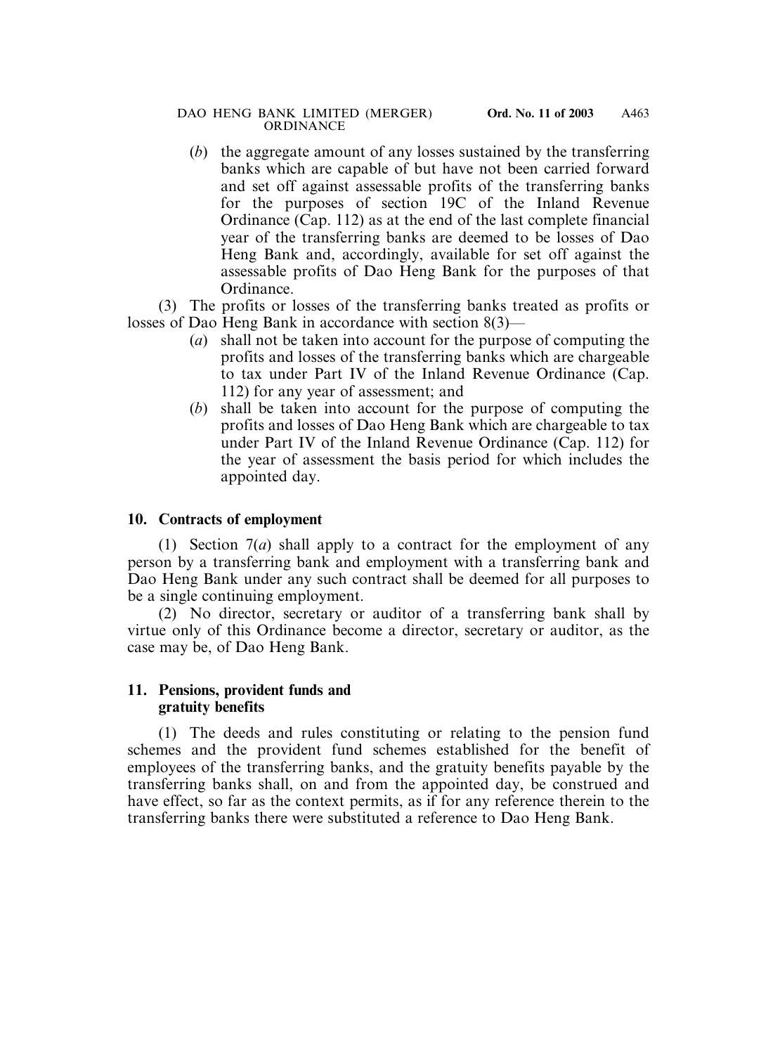(*b*) the aggregate amount of any losses sustained by the transferring banks which are capable of but have not been carried forward and set off against assessable profits of the transferring banks for the purposes of section 19C of the Inland Revenue Ordinance (Cap. 112) as at the end of the last complete financial year of the transferring banks are deemed to be losses of Dao Heng Bank and, accordingly, available for set off against the assessable profits of Dao Heng Bank for the purposes of that Ordinance.

(3) The profits or losses of the transferring banks treated as profits or losses of Dao Heng Bank in accordance with section 8(3)—

(*a*) shall not be taken into account for the purpose of computing the profits and losses of the transferring banks which are chargeable to tax under Part IV of the Inland Revenue Ordinance (Cap. 112) for any year of assessment; and

(*b*) shall be taken into account for the purpose of computing the profits and losses of Dao Heng Bank which are chargeable to tax under Part IV of the Inland Revenue Ordinance (Cap. 112) for the year of assessment the basis period for which includes the appointed day.

**10. Contracts of employment**

(1) Section 7(*a*) shall apply to a contract for the employment of any person by a transferring bank and employment with a transferring bank and Dao Heng Bank under any such contract shall be deemed for all purposes to be a single continuing employment.

(2) No director, secretary or auditor of a transferring bank shall by virtue only of this Ordinance become a director, secretary or auditor, as the case may be, of Dao Heng Bank.

**11. Pensions, provident funds and gratuity benefits**

(1) The deeds and rules constituting or relating to the pension fund schemes and the provident fund schemes established for the benefit of employees of the transferring banks, and the gratuity benefits payable by the transferring banks shall, on and from the appointed day, be construed and have effect, so far as the context permits, as if for any reference therein to the transferring banks there were substituted a reference to Dao Heng Bank.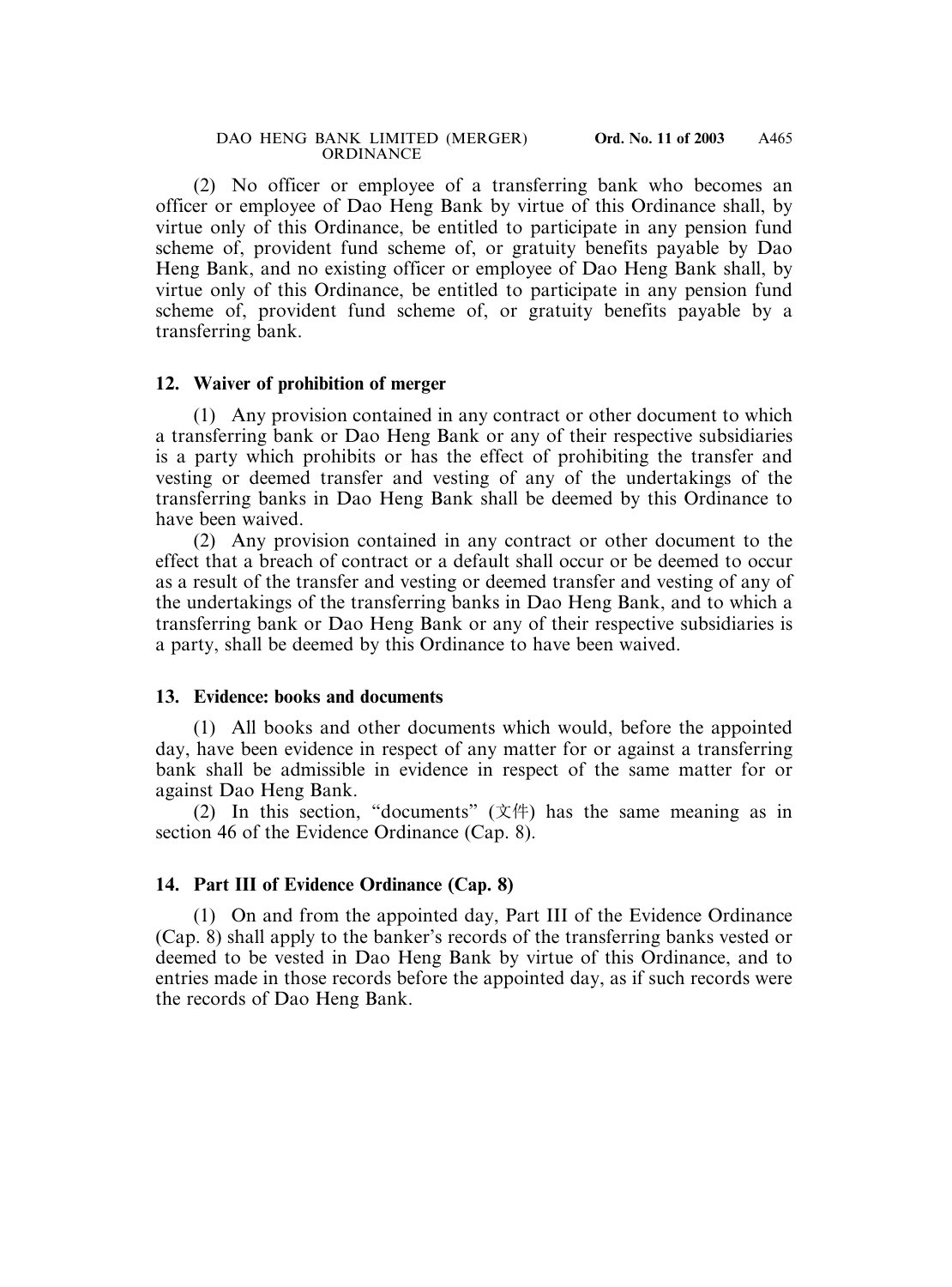(2) No officer or employee of a transferring bank who becomes an officer or employee of Dao Heng Bank by virtue of this Ordinance shall, by virtue only of this Ordinance, be entitled to participate in any pension fund scheme of, provident fund scheme of, or gratuity benefits payable by Dao Heng Bank, and no existing officer or employee of Dao Heng Bank shall, by virtue only of this Ordinance, be entitled to participate in any pension fund scheme of, provident fund scheme of, or gratuity benefits payable by a transferring bank.

## 12. Waiver of prohibition of merger

(1) Any provision contained in any contract or other document to which a transferring bank or Dao Heng Bank or any of their respective subsidiaries is a party which prohibits or has the effect of prohibiting the transfer and vesting or deemed transfer and vesting of any of the undertakings of the transferring banks in Dao Heng Bank shall be deemed by this Ordinance to have been waived.

(2) Any provision contained in any contract or other document to the effect that a breach of contract or a default shall occur or be deemed to occur as a result of the transfer and vesting or deemed transfer and vesting of any of the undertakings of the transferring banks in Dao Heng Bank, and to which a transferring bank or Dao Heng Bank or any of their respective subsidiaries is a party, shall be deemed by this Ordinance to have been waived.

## 13. Evidence: books and documents

(1) All books and other documents which would, before the appointed day, have been evidence in respect of any matter for or against a transferring bank shall be admissible in evidence in respect of the same matter for or against Dao Heng Bank.

(2) In this section, "documents" (文件) has the same meaning as in section 46 of the Evidence Ordinance (Cap. 8).

## 14. Part III of Evidence Ordinance (Cap. 8)

(1) On and from the appointed day, Part III of the Evidence Ordinance (Cap. 8) shall apply to the banker's records of the transferring banks vested or deemed to be vested in Dao Heng Bank by virtue of this Ordinance, and to entries made in those records before the appointed day, as if such records were the records of Dao Heng Bank.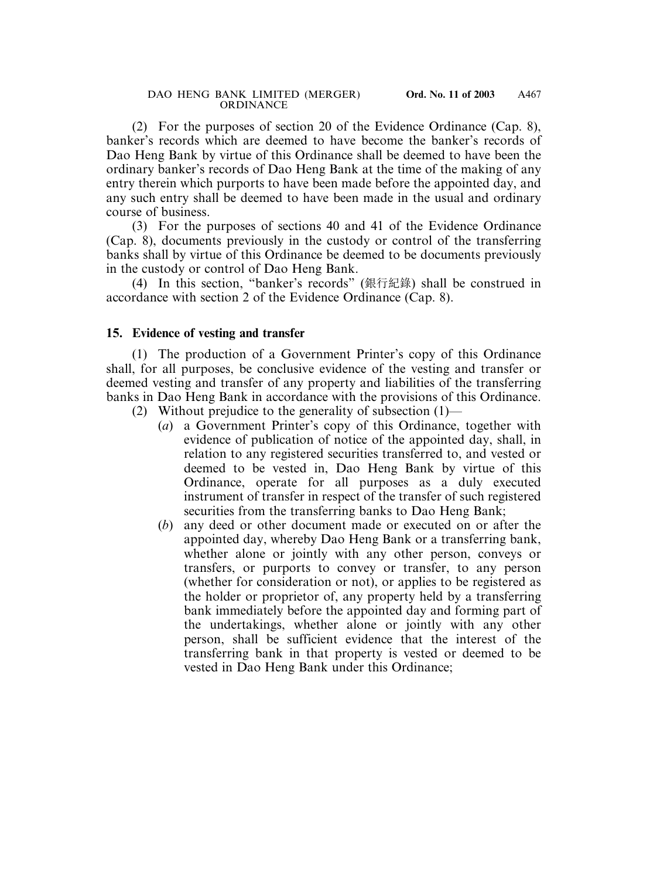(2) For the purposes of section 20 of the Evidence Ordinance (Cap. 8), banker's records which are deemed to have become the banker's records of Dao Heng Bank by virtue of this Ordinance shall be deemed to have been the ordinary banker's records of Dao Heng Bank at the time of the making of any entry therein which purports to have been made before the appointed day, and any such entry shall be deemed to have been made in the usual and ordinary course of business.

(3) For the purposes of sections 40 and 41 of the Evidence Ordinance (Cap. 8), documents previously in the custody or control of the transferring banks shall by virtue of this Ordinance be deemed to be documents previously in the custody or control of Dao Heng Bank.

(4) In this section, "banker's records" (銀行紀錄) shall be construed in accordance with section 2 of the Evidence Ordinance (Cap. 8).

## 15. Evidence of vesting and transfer

(1) The production of a Government Printer's copy of this Ordinance shall, for all purposes, be conclusive evidence of the vesting and transfer or deemed vesting and transfer of any property and liabilities of the transferring banks in Dao Heng Bank in accordance with the provisions of this Ordinance.

(2) Without prejudice to the generality of subsection (1)—

(*a*) a Government Printer's copy of this Ordinance, together with evidence of publication of notice of the appointed day, shall, in relation to any registered securities transferred to, and vested or deemed to be vested in, Dao Heng Bank by virtue of this Ordinance, operate for all purposes as a duly executed instrument of transfer in respect of the transfer of such registered securities from the transferring banks to Dao Heng Bank;

(*b*) any deed or other document made or executed on or after the appointed day, whereby Dao Heng Bank or a transferring bank, whether alone or jointly with any other person, conveys or transfers, or purports to convey or transfer, to any person (whether for consideration or not), or applies to be registered as the holder or proprietor of, any property held by a transferring bank immediately before the appointed day and forming part of the undertakings, whether alone or jointly with any other person, shall be sufficient evidence that the interest of the transferring bank in that property is vested or deemed to be vested in Dao Heng Bank under this Ordinance;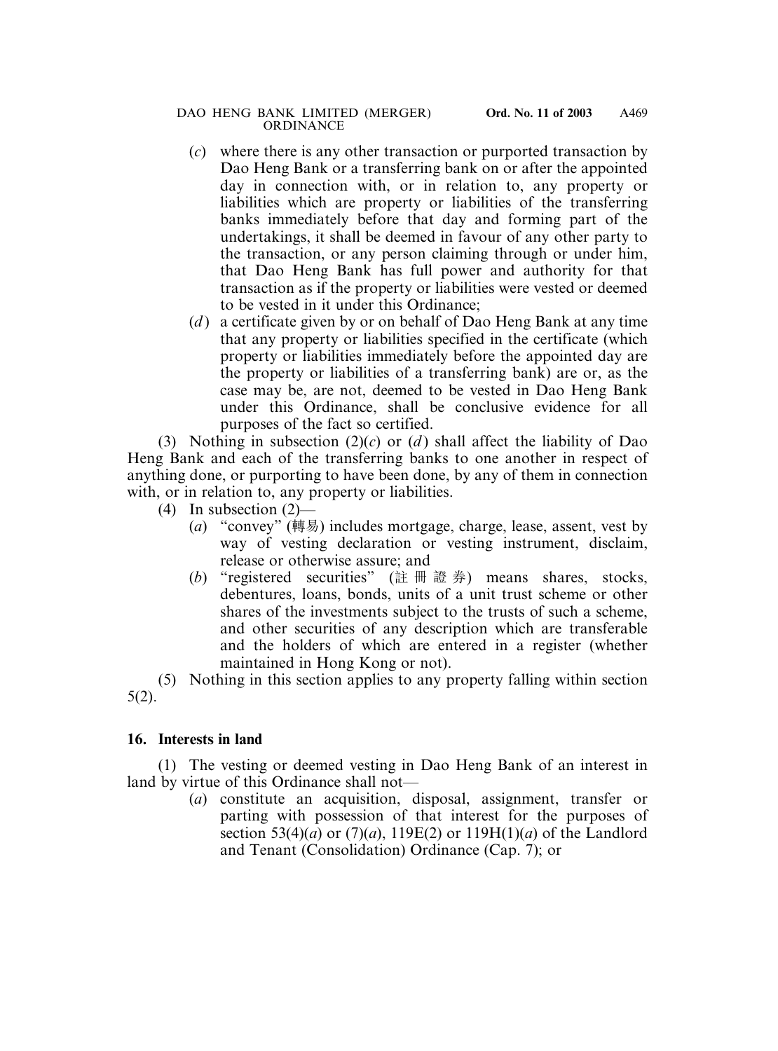(*c*) where there is any other transaction or purported transaction by Dao Heng Bank or a transferring bank on or after the appointed day in connection with, or in relation to, any property or liabilities which are property or liabilities of the transferring banks immediately before that day and forming part of the undertakings, it shall be deemed in favour of any other party to the transaction, or any person claiming through or under him, that Dao Heng Bank has full power and authority for that transaction as if the property or liabilities were vested or deemed to be vested in it under this Ordinance;

(*d*) a certificate given by or on behalf of Dao Heng Bank at any time that any property or liabilities specified in the certificate (which property or liabilities immediately before the appointed day are the property or liabilities of a transferring bank) are or, as the case may be, are not, deemed to be vested in Dao Heng Bank under this Ordinance, shall be conclusive evidence for all purposes of the fact so certified.

(3) Nothing in subsection (2)(*c*) or (*d*) shall affect the liability of Dao Heng Bank and each of the transferring banks to one another in respect of anything done, or purporting to have been done, by any of them in connection with, or in relation to, any property or liabilities.

(4) In subsection (2)—

(*a*) "convey" (轉易) includes mortgage, charge, lease, assent, vest by way of vesting declaration or vesting instrument, disclaim, release or otherwise assure; and

(*b*) "registered securities" (註 冊 證 券) means shares, stocks, debentures, loans, bonds, units of a unit trust scheme or other shares of the investments subject to the trusts of such a scheme, and other securities of any description which are transferable and the holders of which are entered in a register (whether maintained in Hong Kong or not).

(5) Nothing in this section applies to any property falling within section 5(2).

**16. Interests in land**

(1) The vesting or deemed vesting in Dao Heng Bank of an interest in land by virtue of this Ordinance shall not—

(*a*) constitute an acquisition, disposal, assignment, transfer or parting with possession of that interest for the purposes of section 53(4)(*a*) or (7)(*a*), 119E(2) or 119H(1)(*a*) of the Landlord and Tenant (Consolidation) Ordinance (Cap. 7); or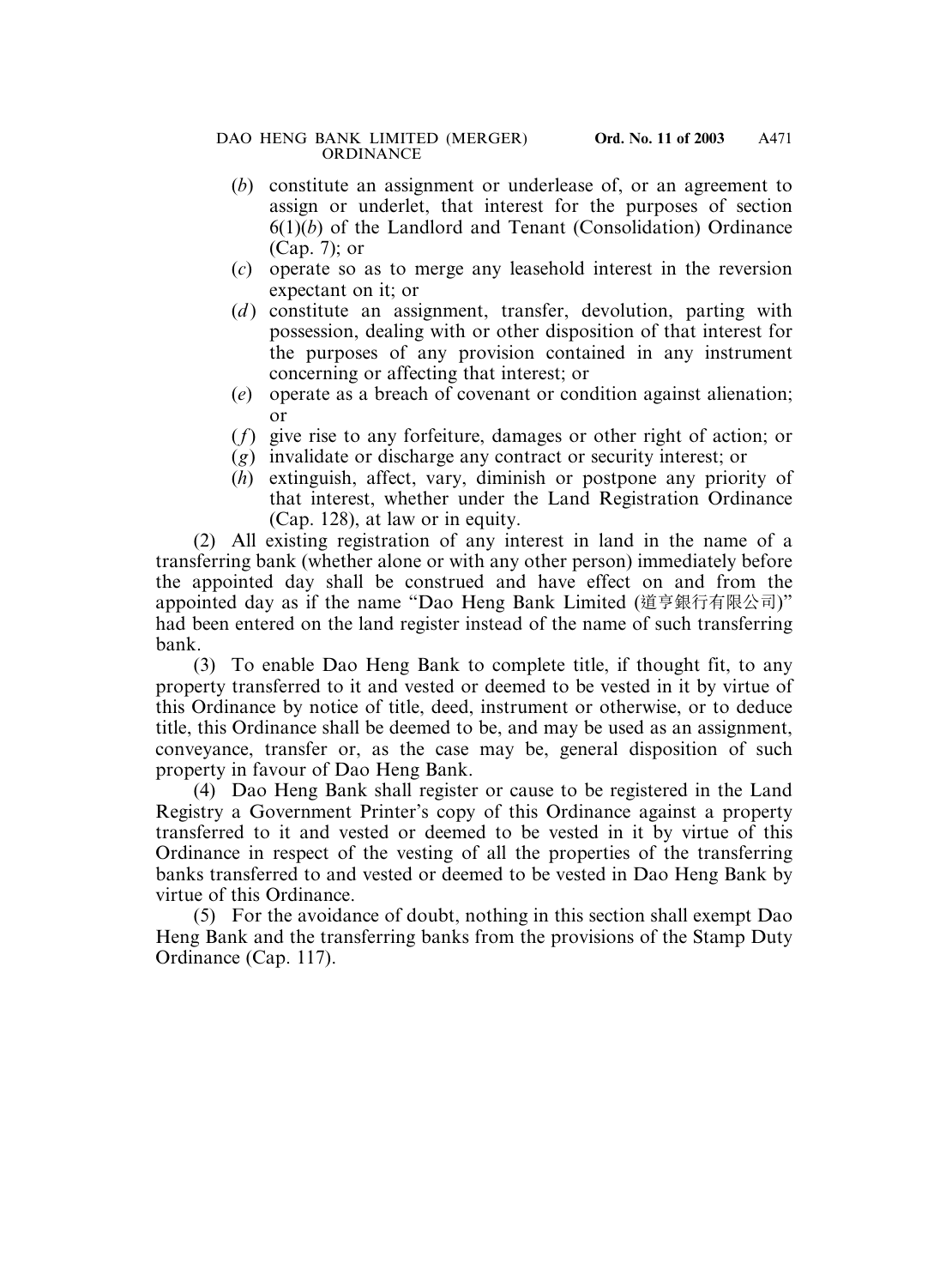(*b*) constitute an assignment or underlease of, or an agreement to assign or underlet, that interest for the purposes of section 6(1)(*b*) of the Landlord and Tenant (Consolidation) Ordinance (Cap. 7); or

(*c*) operate so as to merge any leasehold interest in the reversion expectant on it; or

(*d*) constitute an assignment, transfer, devolution, parting with possession, dealing with or other disposition of that interest for the purposes of any provision contained in any instrument concerning or affecting that interest; or

(*e*) operate as a breach of covenant or condition against alienation; or

(*f*) give rise to any forfeiture, damages or other right of action; or

(*g*) invalidate or discharge any contract or security interest; or

(*h*) extinguish, affect, vary, diminish or postpone any priority of that interest, whether under the Land Registration Ordinance (Cap. 128), at law or in equity.

(2) All existing registration of any interest in land in the name of a transferring bank (whether alone or with any other person) immediately before the appointed day shall be construed and have effect on and from the appointed day as if the name "Dao Heng Bank Limited (道亨銀行有限公司)" had been entered on the land register instead of the name of such transferring bank.

(3) To enable Dao Heng Bank to complete title, if thought fit, to any property transferred to it and vested or deemed to be vested in it by virtue of this Ordinance by notice of title, deed, instrument or otherwise, or to deduce title, this Ordinance shall be deemed to be, and may be used as an assignment, conveyance, transfer or, as the case may be, general disposition of such property in favour of Dao Heng Bank.

(4) Dao Heng Bank shall register or cause to be registered in the Land Registry a Government Printer's copy of this Ordinance against a property transferred to it and vested or deemed to be vested in it by virtue of this Ordinance in respect of the vesting of all the properties of the transferring banks transferred to and vested or deemed to be vested in Dao Heng Bank by virtue of this Ordinance.

(5) For the avoidance of doubt, nothing in this section shall exempt Dao Heng Bank and the transferring banks from the provisions of the Stamp Duty Ordinance (Cap. 117).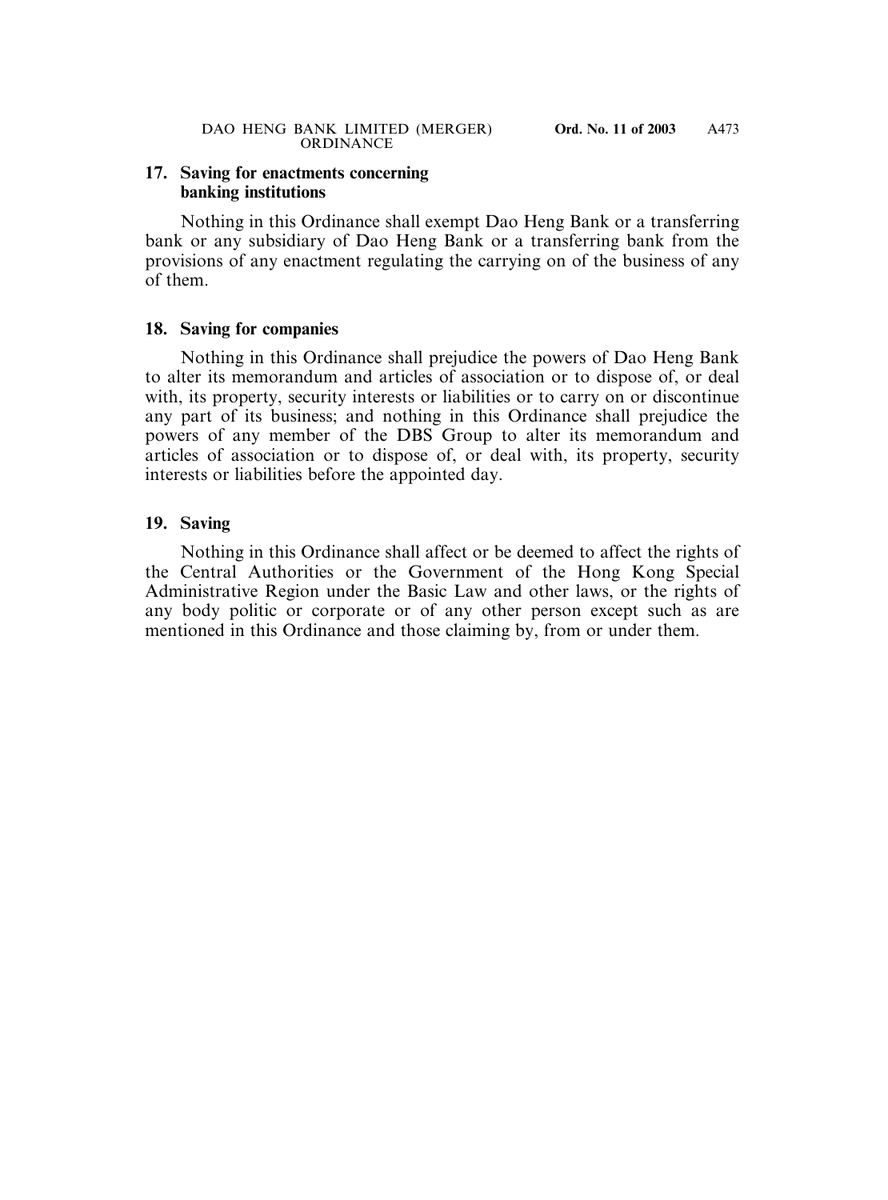### 17. Saving for enactments concerning banking institutions

Nothing in this Ordinance shall exempt Dao Heng Bank or a transferring bank or any subsidiary of Dao Heng Bank or a transferring bank from the provisions of any enactment regulating the carrying on of the business of any of them.

### 18. Saving for companies

Nothing in this Ordinance shall prejudice the powers of Dao Heng Bank to alter its memorandum and articles of association or to dispose of, or deal with, its property, security interests or liabilities or to carry on or discontinue any part of its business; and nothing in this Ordinance shall prejudice the powers of any member of the DBS Group to alter its memorandum and articles of association or to dispose of, or deal with, its property, security interests or liabilities before the appointed day.

### 19. Saving

Nothing in this Ordinance shall affect or be deemed to affect the rights of the Central Authorities or the Government of the Hong Kong Special Administrative Region under the Basic Law and other laws, or the rights of any body politic or corporate or of any other person except such as are mentioned in this Ordinance and those claiming by, from or under them.